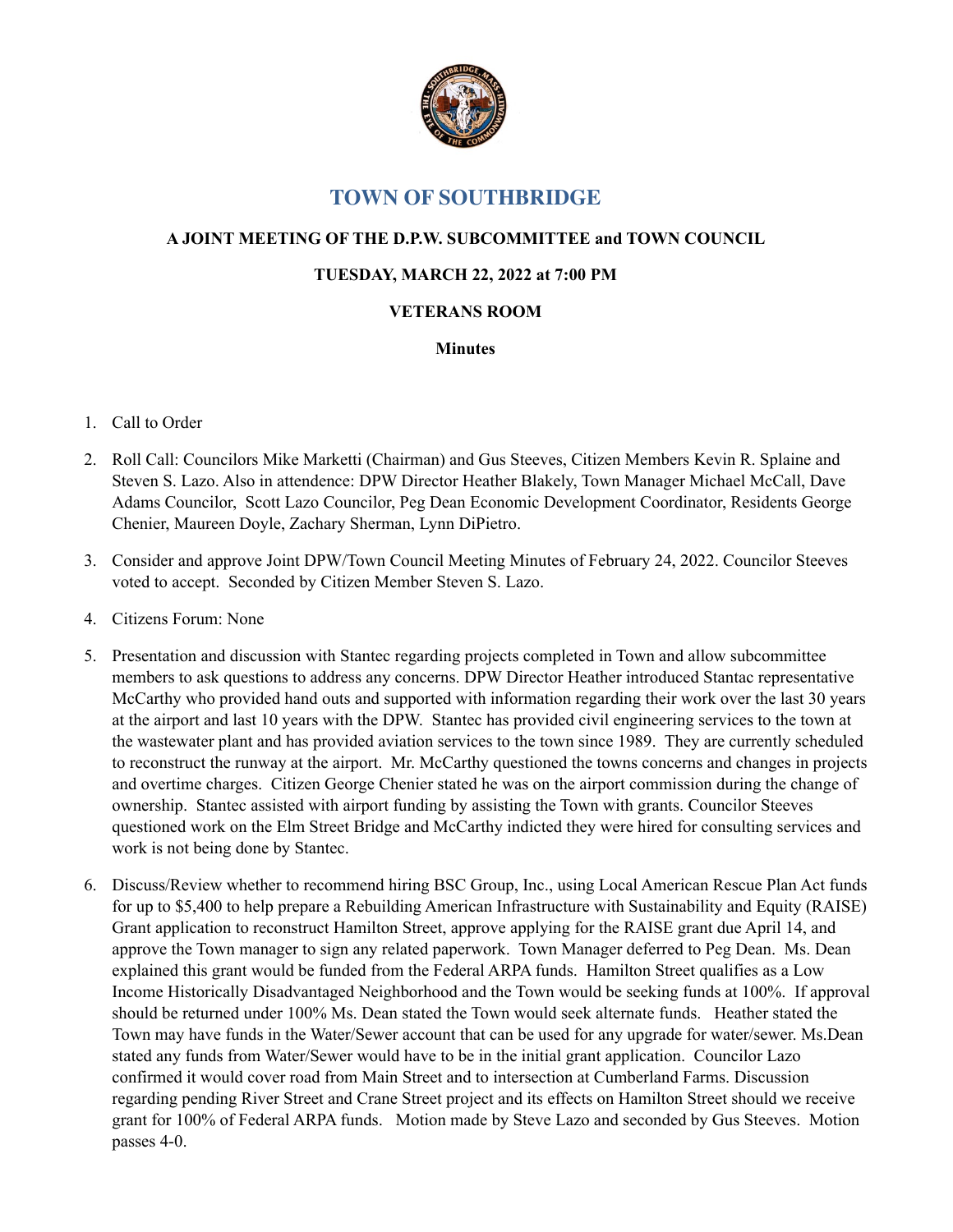# TOWN OF SOUTHBRIDGE

**A JOINT MEETING OF THE D.P.W. SUBCOMMITTEE and TOWN COUNCIL**

**TUESDAY, MARCH 22, 2022 at 7:00 PM**

**VETERANS ROOM**

**Minutes**

1. Call to Order

2. Roll Call: Councilors Mike Marketti (Chairman) and Gus Steeves, Citizen Members Kevin R. Splaine and Steven S. Lazo. Also in attendence: DPW Director Heather Blakely, Town Manager Michael McCall, Dave Adams Councilor, Scott Lazo Councilor, Peg Dean Economic Development Coordinator, Residents George Chenier, Maureen Doyle, Zachary Sherman, Lynn DiPietro.

3. Consider and approve Joint DPW/Town Council Meeting Minutes of February 24, 2022. Councilor Steeves voted to accept. Seconded by Citizen Member Steven S. Lazo.

4. Citizens Forum: None

5. Presentation and discussion with Stantec regarding projects completed in Town and allow subcommittee members to ask questions to address any concerns. DPW Director Heather introduced Stantac representative McCarthy who provided hand outs and supported with information regarding their work over the last 30 years at the airport and last 10 years with the DPW. Stantec has provided civil engineering services to the town at the wastewater plant and has provided aviation services to the town since 1989. They are currently scheduled to reconstruct the runway at the airport. Mr. McCarthy questioned the towns concerns and changes in projects and overtime charges. Citizen George Chenier stated he was on the airport commission during the change of ownership. Stantec assisted with airport funding by assisting the Town with grants. Councilor Steeves questioned work on the Elm Street Bridge and McCarthy indicted they were hired for consulting services and work is not being done by Stantec.

6. Discuss/Review whether to recommend hiring BSC Group, Inc., using Local American Rescue Plan Act funds for up to $5,400 to help prepare a Rebuilding American Infrastructure with Sustainability and Equity (RAISE) Grant application to reconstruct Hamilton Street, approve applying for the RAISE grant due April 14, and approve the Town manager to sign any related paperwork. Town Manager deferred to Peg Dean. Ms. Dean explained this grant would be funded from the Federal ARPA funds. Hamilton Street qualifies as a Low Income Historically Disadvantaged Neighborhood and the Town would be seeking funds at 100%. If approval should be returned under 100% Ms. Dean stated the Town would seek alternate funds. Heather stated the Town may have funds in the Water/Sewer account that can be used for any upgrade for water/sewer. Ms.Dean stated any funds from Water/Sewer would have to be in the initial grant application. Councilor Lazo confirmed it would cover road from Main Street and to intersection at Cumberland Farms. Discussion regarding pending River Street and Crane Street project and its effects on Hamilton Street should we receive grant for 100% of Federal ARPA funds. Motion made by Steve Lazo and seconded by Gus Steeves. Motion passes 4-0.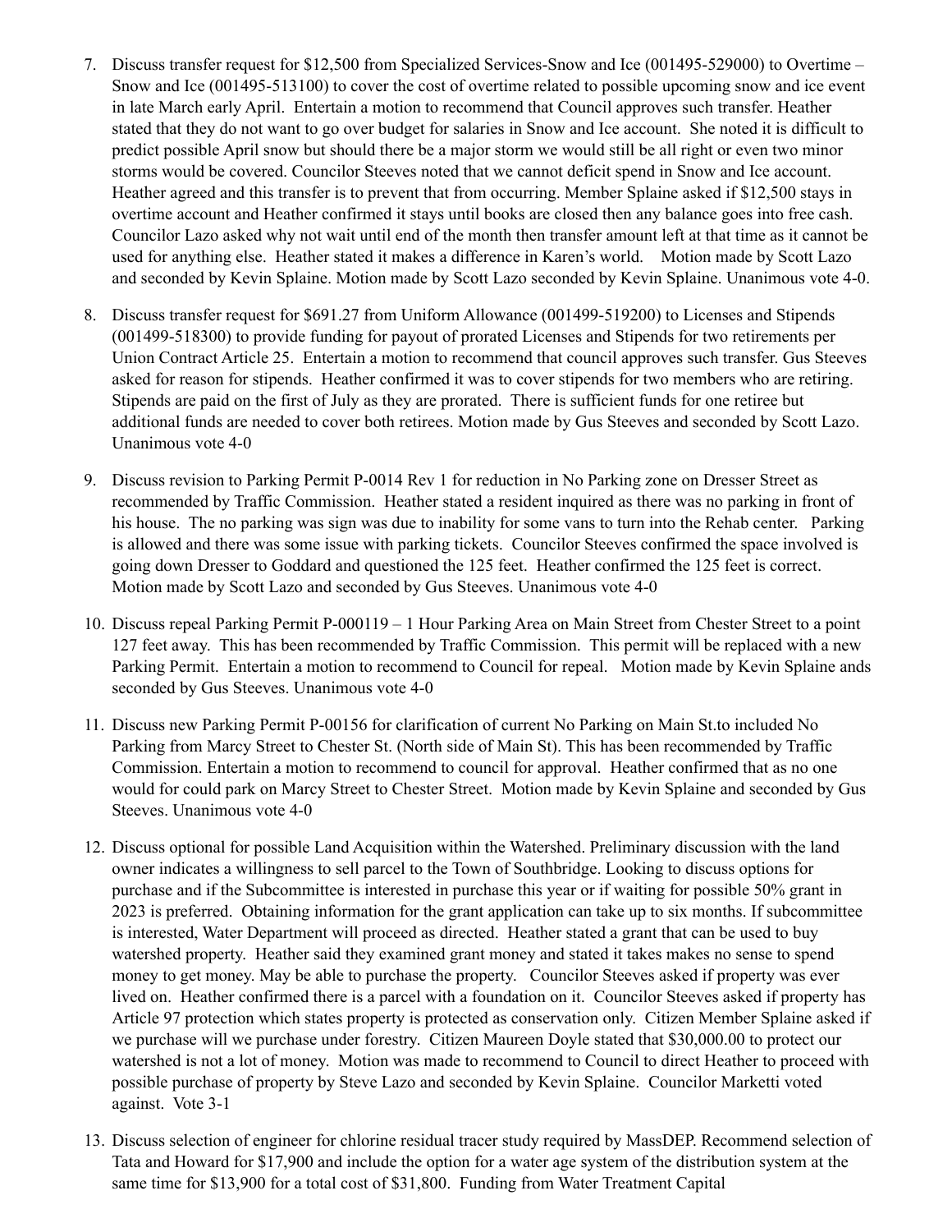7. Discuss transfer request for $12,500 from Specialized Services-Snow and Ice (001495-529000) to Overtime – Snow and Ice (001495-513100) to cover the cost of overtime related to possible upcoming snow and ice event in late March early April. Entertain a motion to recommend that Council approves such transfer. Heather stated that they do not want to go over budget for salaries in Snow and Ice account. She noted it is difficult to predict possible April snow but should there be a major storm we would still be all right or even two minor storms would be covered. Councilor Steeves noted that we cannot deficit spend in Snow and Ice account. Heather agreed and this transfer is to prevent that from occurring. Member Splaine asked if $12,500 stays in overtime account and Heather confirmed it stays until books are closed then any balance goes into free cash. Councilor Lazo asked why not wait until end of the month then transfer amount left at that time as it cannot be used for anything else. Heather stated it makes a difference in Karen's world. Motion made by Scott Lazo and seconded by Kevin Splaine. Motion made by Scott Lazo seconded by Kevin Splaine. Unanimous vote 4-0.

8. Discuss transfer request for $691.27 from Uniform Allowance (001499-519200) to Licenses and Stipends (001499-518300) to provide funding for payout of prorated Licenses and Stipends for two retirements per Union Contract Article 25. Entertain a motion to recommend that council approves such transfer. Gus Steeves asked for reason for stipends. Heather confirmed it was to cover stipends for two members who are retiring. Stipends are paid on the first of July as they are prorated. There is sufficient funds for one retiree but additional funds are needed to cover both retirees. Motion made by Gus Steeves and seconded by Scott Lazo. Unanimous vote 4-0

9. Discuss revision to Parking Permit P-0014 Rev 1 for reduction in No Parking zone on Dresser Street as recommended by Traffic Commission. Heather stated a resident inquired as there was no parking in front of his house. The no parking was sign was due to inability for some vans to turn into the Rehab center. Parking is allowed and there was some issue with parking tickets. Councilor Steeves confirmed the space involved is going down Dresser to Goddard and questioned the 125 feet. Heather confirmed the 125 feet is correct. Motion made by Scott Lazo and seconded by Gus Steeves. Unanimous vote 4-0

10. Discuss repeal Parking Permit P-000119 – 1 Hour Parking Area on Main Street from Chester Street to a point 127 feet away. This has been recommended by Traffic Commission. This permit will be replaced with a new Parking Permit. Entertain a motion to recommend to Council for repeal. Motion made by Kevin Splaine ands seconded by Gus Steeves. Unanimous vote 4-0

11. Discuss new Parking Permit P-00156 for clarification of current No Parking on Main St.to included No Parking from Marcy Street to Chester St. (North side of Main St). This has been recommended by Traffic Commission. Entertain a motion to recommend to council for approval. Heather confirmed that as no one would for could park on Marcy Street to Chester Street. Motion made by Kevin Splaine and seconded by Gus Steeves. Unanimous vote 4-0

12. Discuss optional for possible Land Acquisition within the Watershed. Preliminary discussion with the land owner indicates a willingness to sell parcel to the Town of Southbridge. Looking to discuss options for purchase and if the Subcommittee is interested in purchase this year or if waiting for possible 50% grant in 2023 is preferred. Obtaining information for the grant application can take up to six months. If subcommittee is interested, Water Department will proceed as directed. Heather stated a grant that can be used to buy watershed property. Heather said they examined grant money and stated it takes makes no sense to spend money to get money. May be able to purchase the property. Councilor Steeves asked if property was ever lived on. Heather confirmed there is a parcel with a foundation on it. Councilor Steeves asked if property has Article 97 protection which states property is protected as conservation only. Citizen Member Splaine asked if we purchase will we purchase under forestry. Citizen Maureen Doyle stated that $30,000.00 to protect our watershed is not a lot of money. Motion was made to recommend to Council to direct Heather to proceed with possible purchase of property by Steve Lazo and seconded by Kevin Splaine. Councilor Marketti voted against. Vote 3-1

13. Discuss selection of engineer for chlorine residual tracer study required by MassDEP. Recommend selection of Tata and Howard for $17,900 and include the option for a water age system of the distribution system at the same time for $13,900 for a total cost of $31,800. Funding from Water Treatment Capital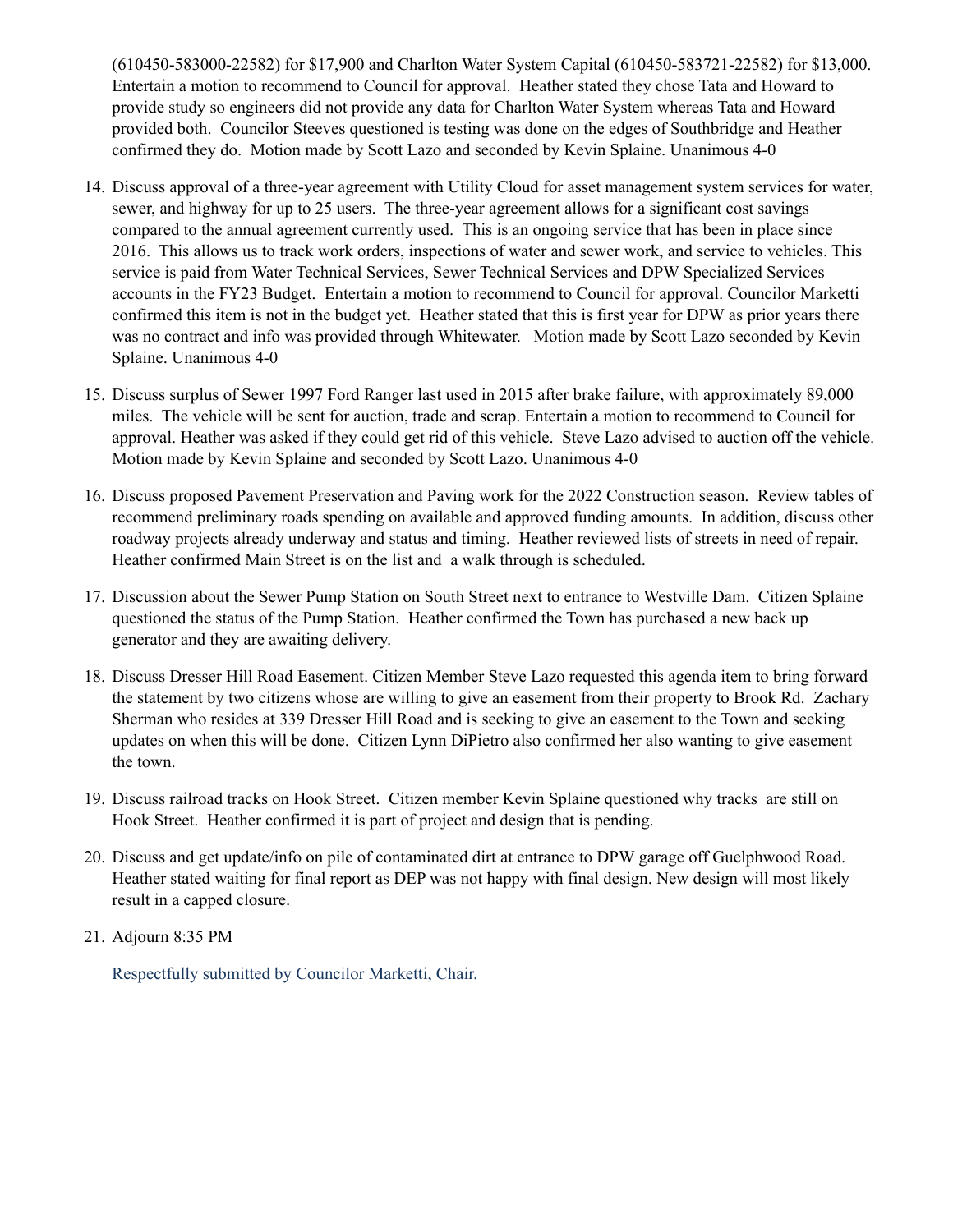(610450-583000-22582) for $17,900 and Charlton Water System Capital (610450-583721-22582) for $13,000. Entertain a motion to recommend to Council for approval. Heather stated they chose Tata and Howard to provide study so engineers did not provide any data for Charlton Water System whereas Tata and Howard provided both. Councilor Steeves questioned is testing was done on the edges of Southbridge and Heather confirmed they do. Motion made by Scott Lazo and seconded by Kevin Splaine. Unanimous 4-0

14. Discuss approval of a three-year agreement with Utility Cloud for asset management system services for water, sewer, and highway for up to 25 users. The three-year agreement allows for a significant cost savings compared to the annual agreement currently used. This is an ongoing service that has been in place since 2016. This allows us to track work orders, inspections of water and sewer work, and service to vehicles. This service is paid from Water Technical Services, Sewer Technical Services and DPW Specialized Services accounts in the FY23 Budget. Entertain a motion to recommend to Council for approval. Councilor Marketti confirmed this item is not in the budget yet. Heather stated that this is first year for DPW as prior years there was no contract and info was provided through Whitewater. Motion made by Scott Lazo seconded by Kevin Splaine. Unanimous 4-0

15. Discuss surplus of Sewer 1997 Ford Ranger last used in 2015 after brake failure, with approximately 89,000 miles. The vehicle will be sent for auction, trade and scrap. Entertain a motion to recommend to Council for approval. Heather was asked if they could get rid of this vehicle. Steve Lazo advised to auction off the vehicle. Motion made by Kevin Splaine and seconded by Scott Lazo. Unanimous 4-0

16. Discuss proposed Pavement Preservation and Paving work for the 2022 Construction season. Review tables of recommend preliminary roads spending on available and approved funding amounts. In addition, discuss other roadway projects already underway and status and timing. Heather reviewed lists of streets in need of repair. Heather confirmed Main Street is on the list and a walk through is scheduled.

17. Discussion about the Sewer Pump Station on South Street next to entrance to Westville Dam. Citizen Splaine questioned the status of the Pump Station. Heather confirmed the Town has purchased a new back up generator and they are awaiting delivery.

18. Discuss Dresser Hill Road Easement. Citizen Member Steve Lazo requested this agenda item to bring forward the statement by two citizens whose are willing to give an easement from their property to Brook Rd. Zachary Sherman who resides at 339 Dresser Hill Road and is seeking to give an easement to the Town and seeking updates on when this will be done. Citizen Lynn DiPietro also confirmed her also wanting to give easement the town.

19. Discuss railroad tracks on Hook Street. Citizen member Kevin Splaine questioned why tracks are still on Hook Street. Heather confirmed it is part of project and design that is pending.

20. Discuss and get update/info on pile of contaminated dirt at entrance to DPW garage off Guelphwood Road. Heather stated waiting for final report as DEP was not happy with final design. New design will most likely result in a capped closure.

21. Adjourn 8:35 PM

Respectfully submitted by Councilor Marketti, Chair.